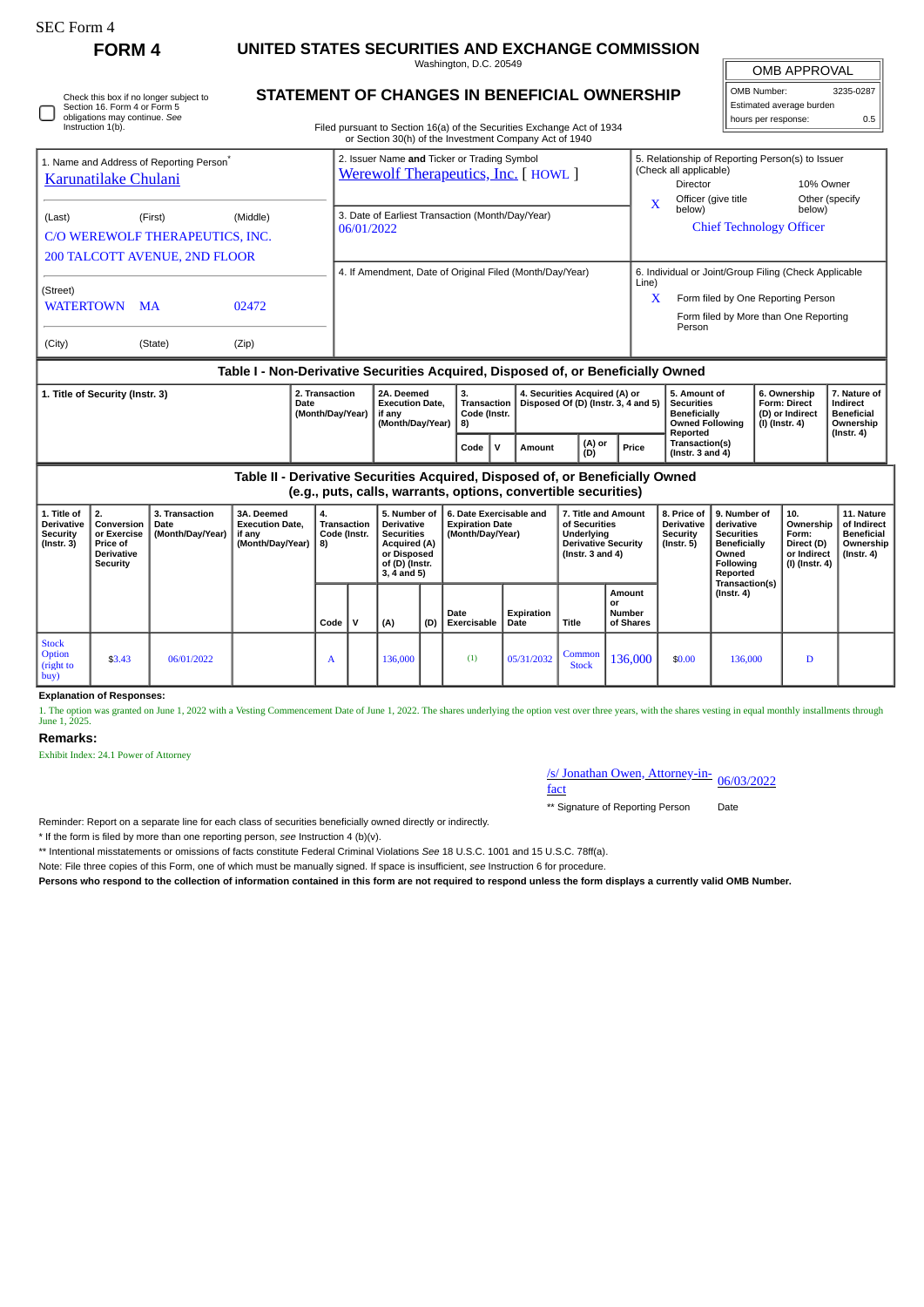SEC Form 4

# FORM 4

## UNITED STATES SECURITIES AND EXCHANGE COMMISSION

Washington, D.C. 20549

## STATEMENT OF CHANGES IN BENEFICIAL OWNERSHIP

Filed pursuant to Section 16(a) of the Securities Exchange Act of 1934 or Section 30(h) of the Investment Company Act of 1940

| OMB APPROVAL | |
|---|---|
| OMB Number: | 3235-0287 |
| Estimated average burden | |
| hours per response: | 0.5 |

☐ Check this box if no longer subject to Section 16. Form 4 or Form 5 obligations may continue. *See* Instruction 1(b).

1. Name and Address of Reporting Person*
Karunatilake Chulani

(Last) (First) (Middle)
C/O WEREWOLF THERAPEUTICS, INC.
200 TALCOTT AVENUE, 2ND FLOOR

(Street)
WATERTOWN MA 02472

(City) (State) (Zip)

2. Issuer Name **and** Ticker or Trading Symbol
Werewolf Therapeutics, Inc. [ HOWL ]

3. Date of Earliest Transaction (Month/Day/Year)
06/01/2022

4. If Amendment, Date of Original Filed (Month/Day/Year)

5. Relationship of Reporting Person(s) to Issuer (Check all applicable)
Director
10% Owner
X Officer (give title below)
Other (specify below)
Chief Technology Officer

6. Individual or Joint/Group Filing (Check Applicable Line)
X Form filed by One Reporting Person
Form filed by More than One Reporting Person

### Table I - Non-Derivative Securities Acquired, Disposed of, or Beneficially Owned

| 1. Title of Security (Instr. 3) | 2. Transaction Date (Month/Day/Year) | 2A. Deemed Execution Date, if any (Month/Day/Year) | 3. Transaction Code (Instr. 8) | | 4. Securities Acquired (A) or Disposed Of (D) (Instr. 3, 4 and 5) | | | 5. Amount of Securities Beneficially Owned Following Reported Transaction(s) (Instr. 3 and 4) | 6. Ownership Form: Direct (D) or Indirect (I) (Instr. 4) | 7. Nature of Indirect Beneficial Ownership (Instr. 4) |
|---|---|---|---|---|---|---|---|---|---|---|
| | | | Code | V | Amount | (A) or (D) | Price | | | |

### Table II - Derivative Securities Acquired, Disposed of, or Beneficially Owned (e.g., puts, calls, warrants, options, convertible securities)

| 1. Title of Derivative Security (Instr. 3) | 2. Conversion or Exercise Price of Derivative Security | 3. Transaction Date (Month/Day/Year) | 3A. Deemed Execution Date, if any (Month/Day/Year) | 4. Transaction Code (Instr. 8) | | 5. Number of Derivative Securities Acquired (A) or Disposed of (D) (Instr. 3, 4 and 5) | | 6. Date Exercisable and Expiration Date (Month/Day/Year) | | 7. Title and Amount of Securities Underlying Derivative Security (Instr. 3 and 4) | | 8. Price of Derivative Security (Instr. 5) | 9. Number of derivative Securities Beneficially Owned Following Reported Transaction(s) (Instr. 4) | 10. Ownership Form: Direct (D) or Indirect (I) (Instr. 4) | 11. Nature of Indirect Beneficial Ownership (Instr. 4) |
|---|---|---|---|---|---|---|---|---|---|---|---|---|---|---|---|
| | | | | Code | V | (A) | (D) | Date Exercisable | Expiration Date | Title | Amount or Number of Shares | | | | |
| Stock Option (right to buy) | $3.43 | 06/01/2022 | | A | | 136,000 | | (1) | 05/31/2032 | Common Stock | 136,000 | $0.00 | 136,000 | D | |

**Explanation of Responses:**

1. The option was granted on June 1, 2022 with a Vesting Commencement Date of June 1, 2022. The shares underlying the option vest over three years, with the shares vesting in equal monthly installments through June 1, 2025.

**Remarks:**

Exhibit Index: 24.1 Power of Attorney

/s/ Jonathan Owen, Attorney-in-fact    06/03/2022

** Signature of Reporting Person    Date

Reminder: Report on a separate line for each class of securities beneficially owned directly or indirectly.

* If the form is filed by more than one reporting person, *see* Instruction 4 (b)(v).

** Intentional misstatements or omissions of facts constitute Federal Criminal Violations *See* 18 U.S.C. 1001 and 15 U.S.C. 78ff(a).

Note: File three copies of this Form, one of which must be manually signed. If space is insufficient, *see* Instruction 6 for procedure.

**Persons who respond to the collection of information contained in this form are not required to respond unless the form displays a currently valid OMB Number.**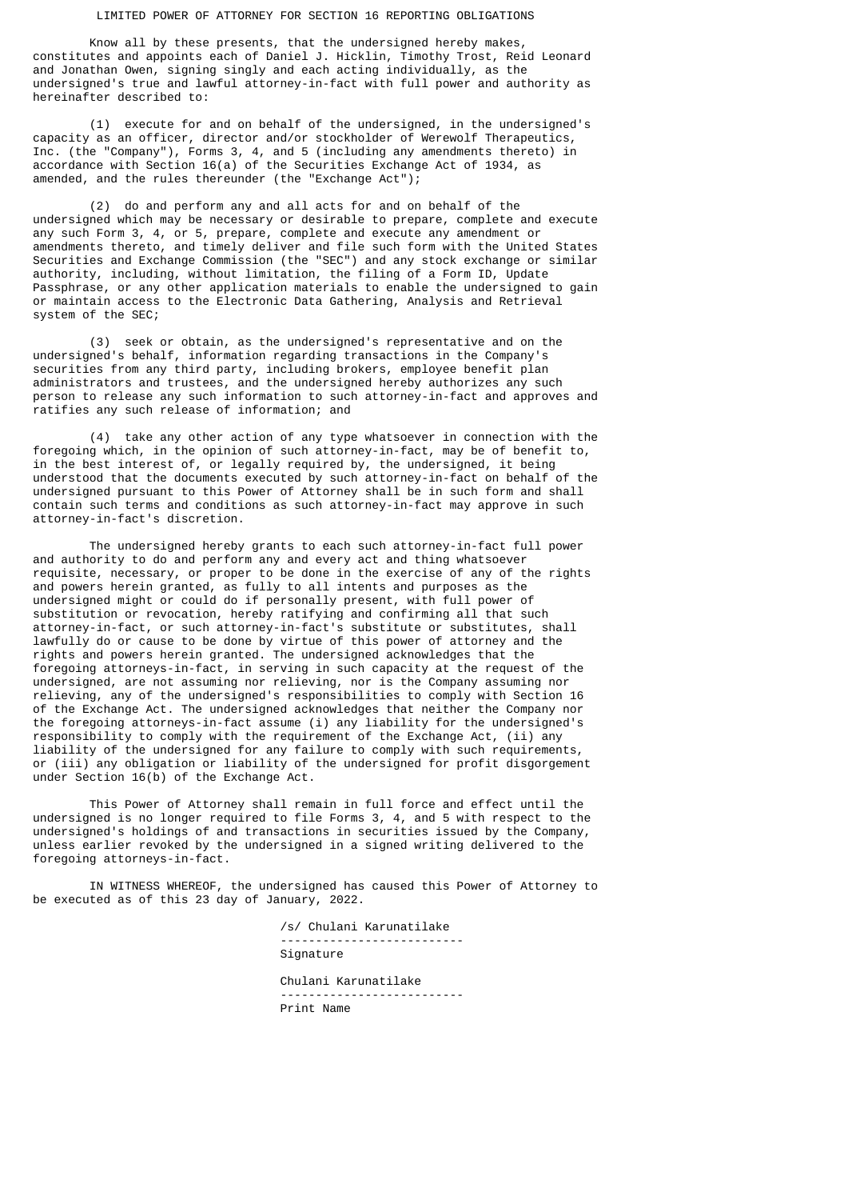# LIMITED POWER OF ATTORNEY FOR SECTION 16 REPORTING OBLIGATIONS

Know all by these presents, that the undersigned hereby makes, constitutes and appoints each of Daniel J. Hicklin, Timothy Trost, Reid Leonard and Jonathan Owen, signing singly and each acting individually, as the undersigned's true and lawful attorney-in-fact with full power and authority as hereinafter described to:

(1) execute for and on behalf of the undersigned, in the undersigned's capacity as an officer, director and/or stockholder of Werewolf Therapeutics, Inc. (the "Company"), Forms 3, 4, and 5 (including any amendments thereto) in accordance with Section 16(a) of the Securities Exchange Act of 1934, as amended, and the rules thereunder (the "Exchange Act");

(2) do and perform any and all acts for and on behalf of the undersigned which may be necessary or desirable to prepare, complete and execute any such Form 3, 4, or 5, prepare, complete and execute any amendment or amendments thereto, and timely deliver and file such form with the United States Securities and Exchange Commission (the "SEC") and any stock exchange or similar authority, including, without limitation, the filing of a Form ID, Update Passphrase, or any other application materials to enable the undersigned to gain or maintain access to the Electronic Data Gathering, Analysis and Retrieval system of the SEC;

(3) seek or obtain, as the undersigned's representative and on the undersigned's behalf, information regarding transactions in the Company's securities from any third party, including brokers, employee benefit plan administrators and trustees, and the undersigned hereby authorizes any such person to release any such information to such attorney-in-fact and approves and ratifies any such release of information; and

(4) take any other action of any type whatsoever in connection with the foregoing which, in the opinion of such attorney-in-fact, may be of benefit to, in the best interest of, or legally required by, the undersigned, it being understood that the documents executed by such attorney-in-fact on behalf of the undersigned pursuant to this Power of Attorney shall be in such form and shall contain such terms and conditions as such attorney-in-fact may approve in such attorney-in-fact's discretion.

The undersigned hereby grants to each such attorney-in-fact full power and authority to do and perform any and every act and thing whatsoever requisite, necessary, or proper to be done in the exercise of any of the rights and powers herein granted, as fully to all intents and purposes as the undersigned might or could do if personally present, with full power of substitution or revocation, hereby ratifying and confirming all that such attorney-in-fact, or such attorney-in-fact's substitute or substitutes, shall lawfully do or cause to be done by virtue of this power of attorney and the rights and powers herein granted. The undersigned acknowledges that the foregoing attorneys-in-fact, in serving in such capacity at the request of the undersigned, are not assuming nor relieving, nor is the Company assuming nor relieving, any of the undersigned's responsibilities to comply with Section 16 of the Exchange Act. The undersigned acknowledges that neither the Company nor the foregoing attorneys-in-fact assume (i) any liability for the undersigned's responsibility to comply with the requirement of the Exchange Act, (ii) any liability of the undersigned for any failure to comply with such requirements, or (iii) any obligation or liability of the undersigned for profit disgorgement under Section 16(b) of the Exchange Act.

This Power of Attorney shall remain in full force and effect until the undersigned is no longer required to file Forms 3, 4, and 5 with respect to the undersigned's holdings of and transactions in securities issued by the Company, unless earlier revoked by the undersigned in a signed writing delivered to the foregoing attorneys-in-fact.

IN WITNESS WHEREOF, the undersigned has caused this Power of Attorney to be executed as of this 23 day of January, 2022.

/s/ Chulani Karunatilake
--------------------------
Signature

Chulani Karunatilake
--------------------------
Print Name